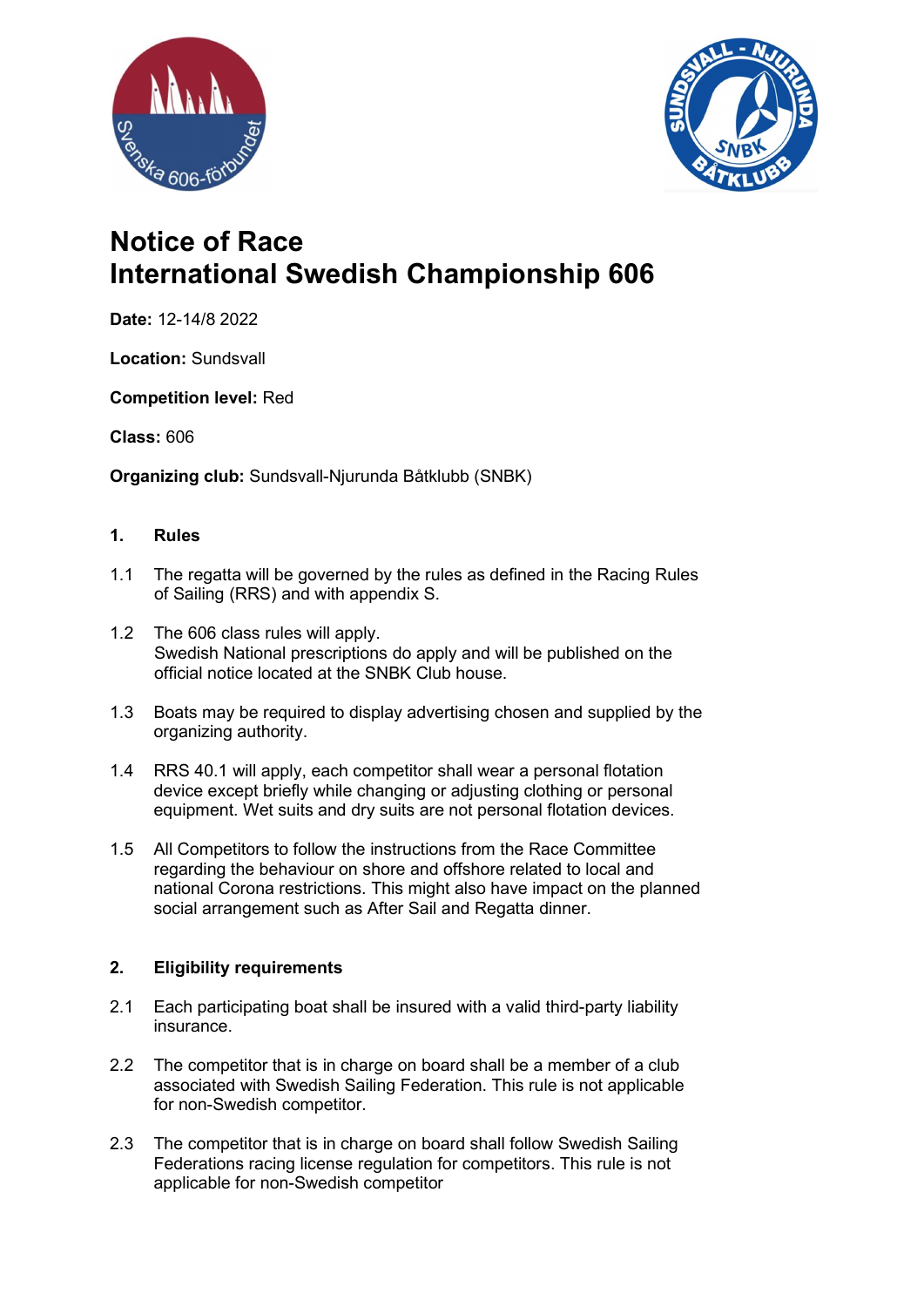# Notice of Race
# International Swedish Championship 606

**Date:** 12-14/8 2022

**Location:** Sundsvall

**Competition level:** Red

**Class:** 606

**Organizing club:** Sundsvall-Njurunda Båtklubb (SNBK)

## 1. Rules

1.1 The regatta will be governed by the rules as defined in the Racing Rules of Sailing (RRS) and with appendix S.

1.2 The 606 class rules will apply.
Swedish National prescriptions do apply and will be published on the official notice located at the SNBK Club house.

1.3 Boats may be required to display advertising chosen and supplied by the organizing authority.

1.4 RRS 40.1 will apply, each competitor shall wear a personal flotation device except briefly while changing or adjusting clothing or personal equipment. Wet suits and dry suits are not personal flotation devices.

1.5 All Competitors to follow the instructions from the Race Committee regarding the behaviour on shore and offshore related to local and national Corona restrictions. This might also have impact on the planned social arrangement such as After Sail and Regatta dinner.

## 2. Eligibility requirements

2.1 Each participating boat shall be insured with a valid third-party liability insurance.

2.2 The competitor that is in charge on board shall be a member of a club associated with Swedish Sailing Federation. This rule is not applicable for non-Swedish competitor.

2.3 The competitor that is in charge on board shall follow Swedish Sailing Federations racing license regulation for competitors. This rule is not applicable for non-Swedish competitor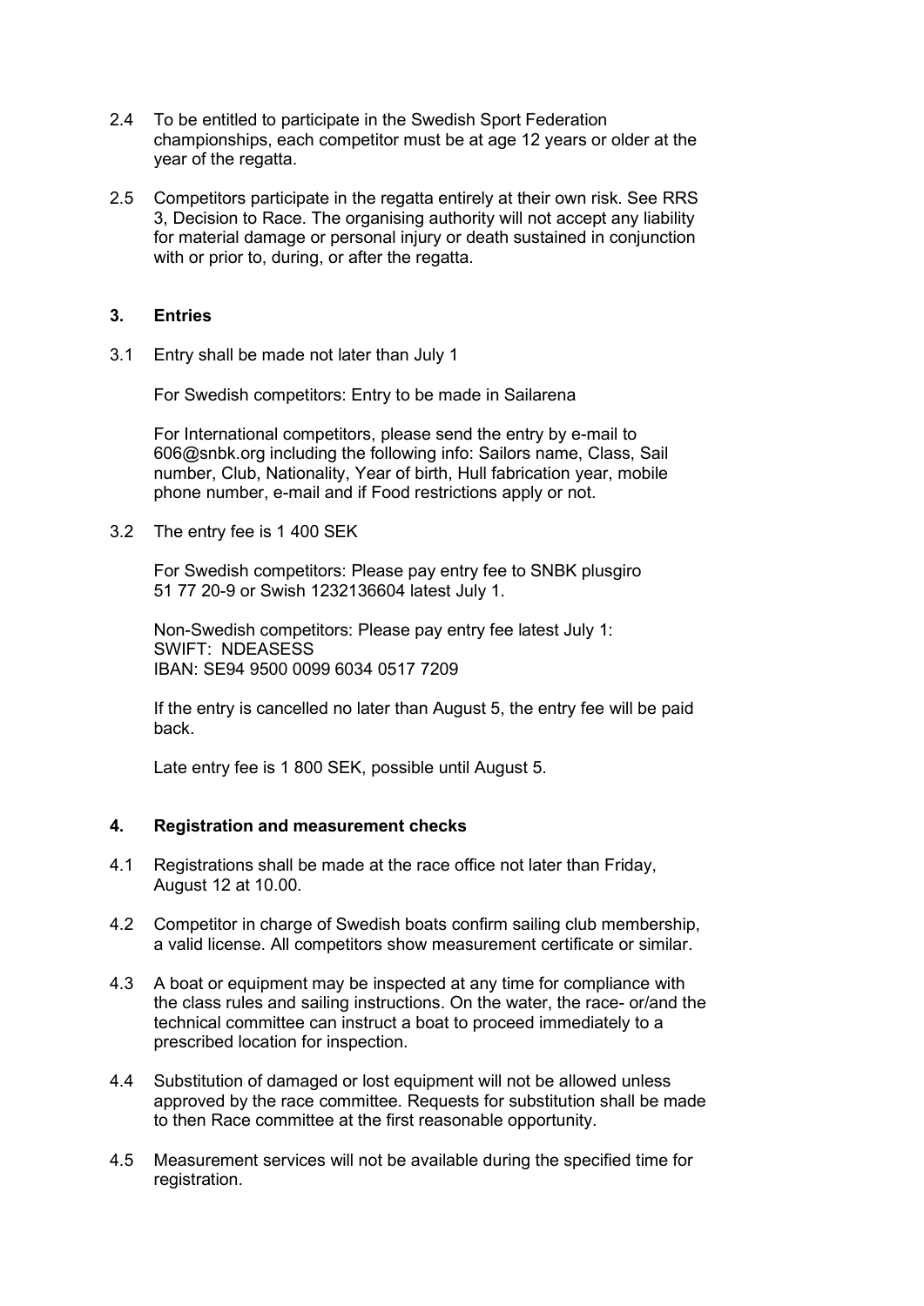2.4 To be entitled to participate in the Swedish Sport Federation championships, each competitor must be at age 12 years or older at the year of the regatta.

2.5 Competitors participate in the regatta entirely at their own risk. See RRS 3, Decision to Race. The organising authority will not accept any liability for material damage or personal injury or death sustained in conjunction with or prior to, during, or after the regatta.

### 3. Entries

3.1 Entry shall be made not later than July 1

For Swedish competitors: Entry to be made in Sailarena

For International competitors, please send the entry by e-mail to 606@snbk.org including the following info: Sailors name, Class, Sail number, Club, Nationality, Year of birth, Hull fabrication year, mobile phone number, e-mail and if Food restrictions apply or not.

3.2 The entry fee is 1 400 SEK

For Swedish competitors: Please pay entry fee to SNBK plusgiro 51 77 20-9 or Swish 1232136604 latest July 1.

Non-Swedish competitors: Please pay entry fee latest July 1:
SWIFT: NDEASESS
IBAN: SE94 9500 0099 6034 0517 7209

If the entry is cancelled no later than August 5, the entry fee will be paid back.

Late entry fee is 1 800 SEK, possible until August 5.

### 4. Registration and measurement checks

4.1 Registrations shall be made at the race office not later than Friday, August 12 at 10.00.

4.2 Competitor in charge of Swedish boats confirm sailing club membership, a valid license. All competitors show measurement certificate or similar.

4.3 A boat or equipment may be inspected at any time for compliance with the class rules and sailing instructions. On the water, the race- or/and the technical committee can instruct a boat to proceed immediately to a prescribed location for inspection.

4.4 Substitution of damaged or lost equipment will not be allowed unless approved by the race committee. Requests for substitution shall be made to then Race committee at the first reasonable opportunity.

4.5 Measurement services will not be available during the specified time for registration.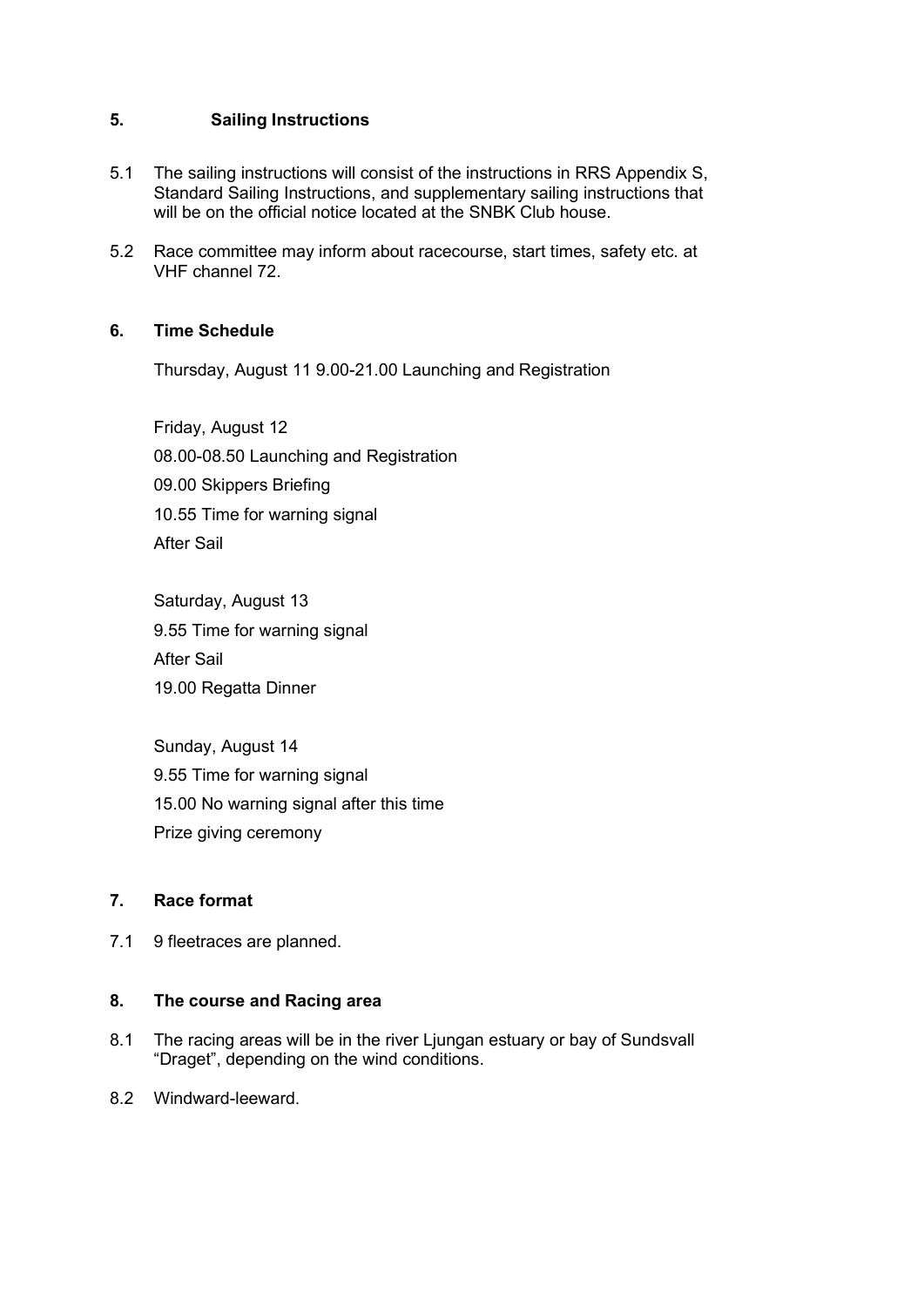## 5. Sailing Instructions

5.1 The sailing instructions will consist of the instructions in RRS Appendix S, Standard Sailing Instructions, and supplementary sailing instructions that will be on the official notice located at the SNBK Club house.

5.2 Race committee may inform about racecourse, start times, safety etc. at VHF channel 72.

## 6. Time Schedule

Thursday, August 11 9.00-21.00 Launching and Registration

Friday, August 12
08.00-08.50 Launching and Registration
09.00 Skippers Briefing
10.55 Time for warning signal
After Sail

Saturday, August 13
9.55 Time for warning signal
After Sail
19.00 Regatta Dinner

Sunday, August 14
9.55 Time for warning signal
15.00 No warning signal after this time
Prize giving ceremony

## 7. Race format

7.1 9 fleetraces are planned.

## 8. The course and Racing area

8.1 The racing areas will be in the river Ljungan estuary or bay of Sundsvall "Draget", depending on the wind conditions.

8.2 Windward-leeward.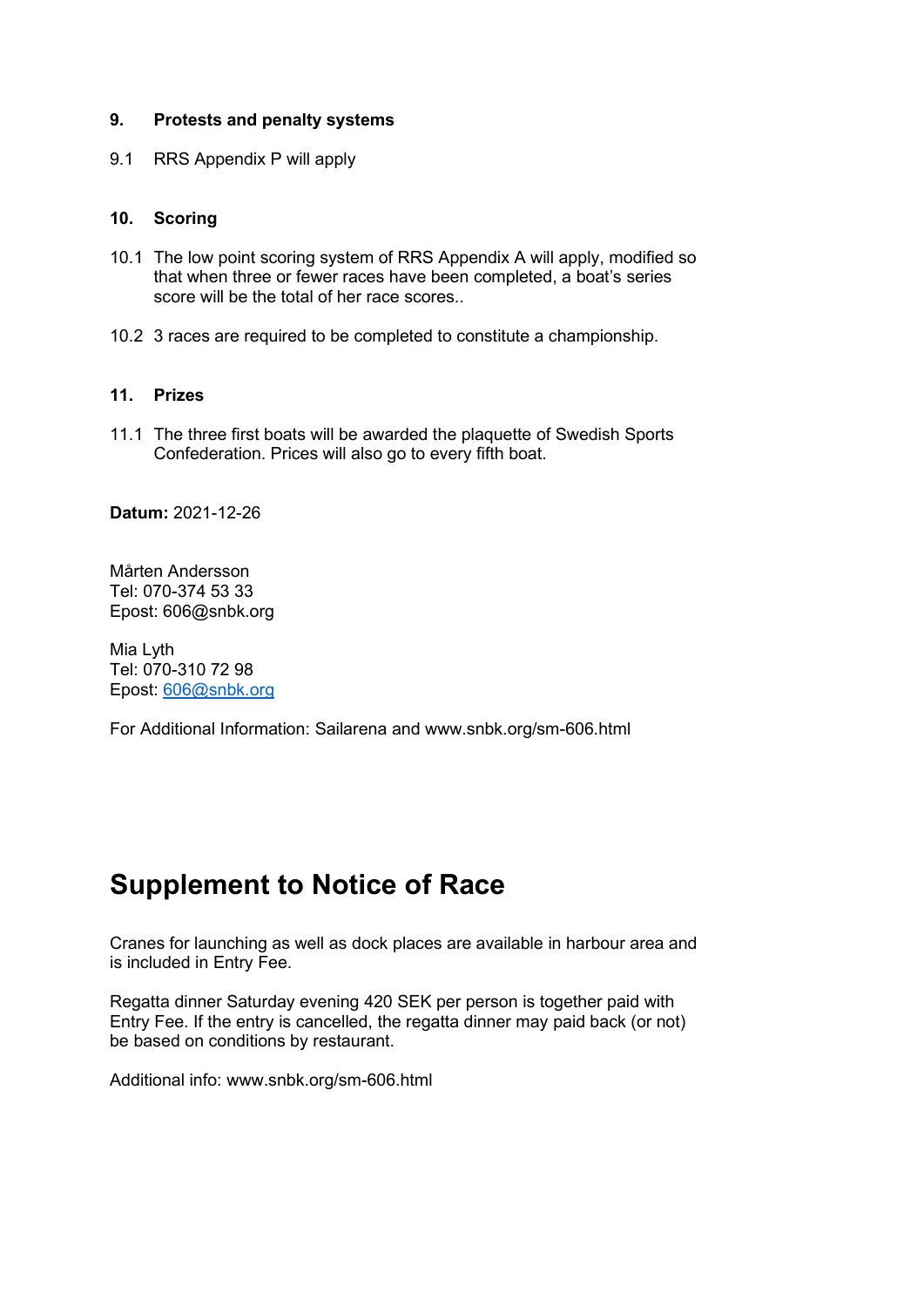### 9. Protests and penalty systems

9.1 RRS Appendix P will apply

### 10. Scoring

10.1 The low point scoring system of RRS Appendix A will apply, modified so that when three or fewer races have been completed, a boat's series score will be the total of her race scores..

10.2 3 races are required to be completed to constitute a championship.

### 11. Prizes

11.1 The three first boats will be awarded the plaquette of Swedish Sports Confederation. Prices will also go to every fifth boat.

**Datum:** 2021-12-26

Mårten Andersson
Tel: 070-374 53 33
Epost: 606@snbk.org

Mia Lyth
Tel: 070-310 72 98
Epost: [606@snbk.org](mailto:606@snbk.org)

For Additional Information: Sailarena and www.snbk.org/sm-606.html

# Supplement to Notice of Race

Cranes for launching as well as dock places are available in harbour area and is included in Entry Fee.

Regatta dinner Saturday evening 420 SEK per person is together paid with Entry Fee. If the entry is cancelled, the regatta dinner may paid back (or not) be based on conditions by restaurant.

Additional info: www.snbk.org/sm-606.html